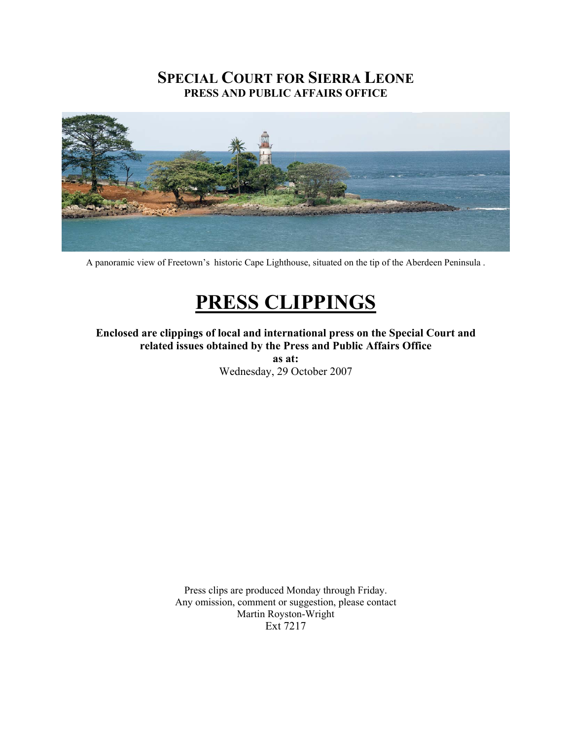# SPECIAL COURT FOR SIERRA LEONE
## PRESS AND PUBLIC AFFAIRS OFFICE

A panoramic view of Freetown's historic Cape Lighthouse, situated on the tip of the Aberdeen Peninsula .

# PRESS CLIPPINGS

**Enclosed are clippings of local and international press on the Special Court and related issues obtained by the Press and Public Affairs Office**

**as at:**

Wednesday, 29 October 2007

Press clips are produced Monday through Friday.
Any omission, comment or suggestion, please contact
Martin Royston-Wright
Ext 7217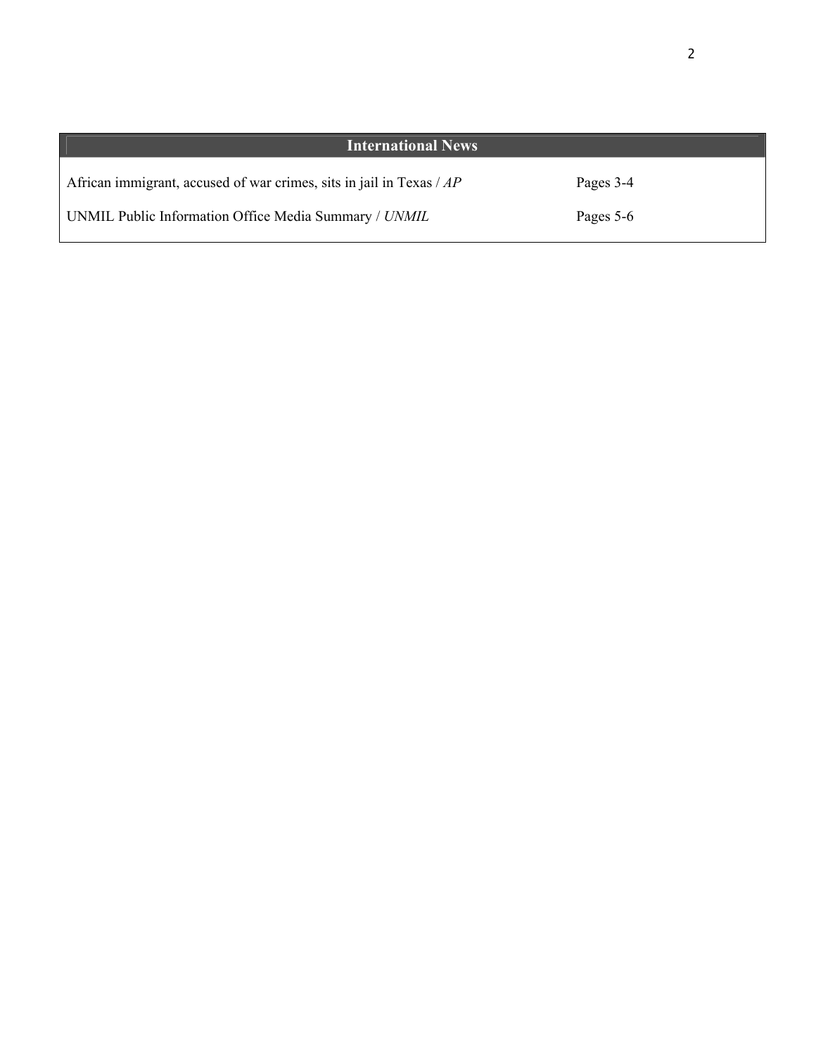## International News

| | |
|---|---|
| African immigrant, accused of war crimes, sits in jail in Texas / *AP* | Pages 3-4 |
| UNMIL Public Information Office Media Summary / *UNMIL* | Pages 5-6 |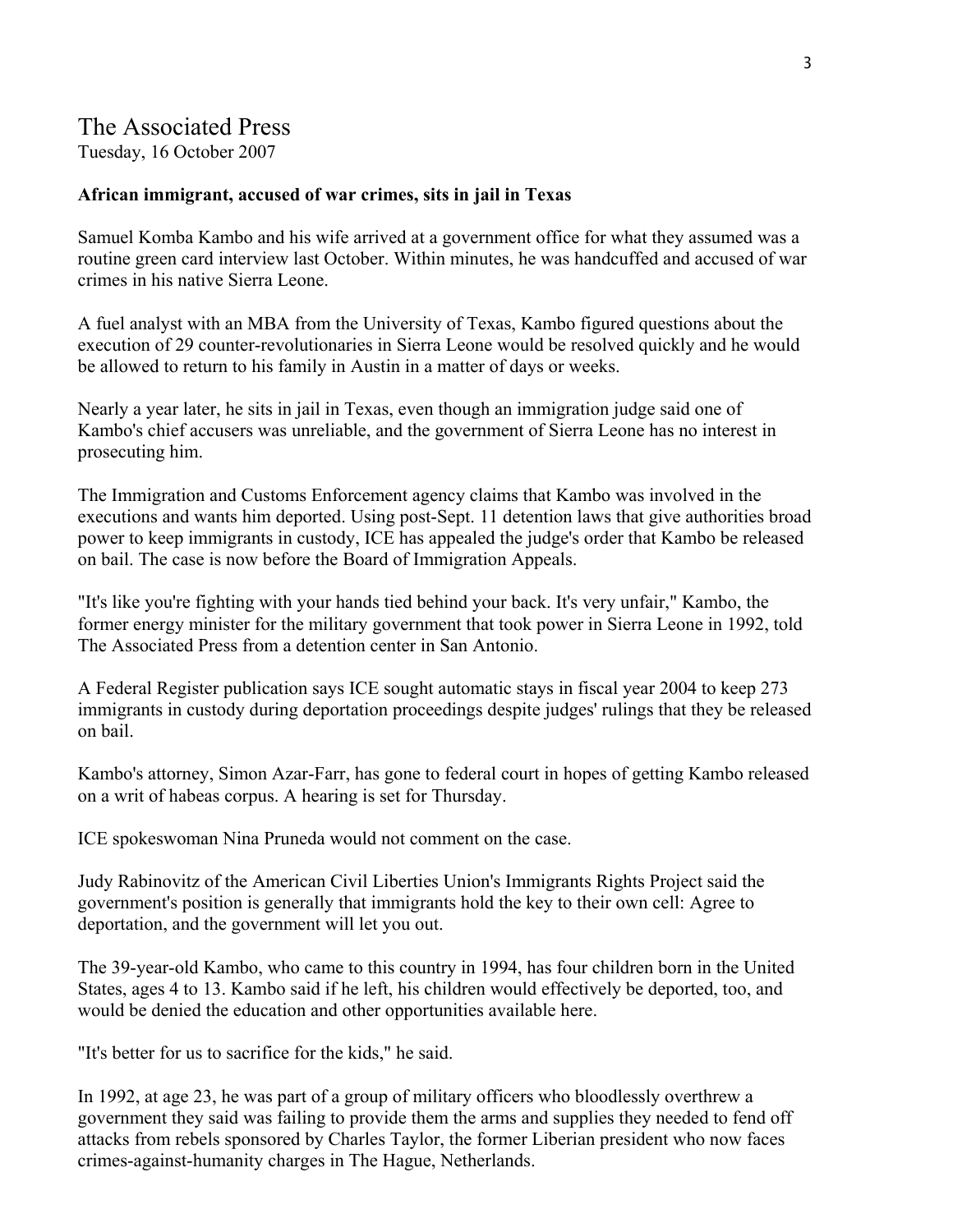# The Associated Press

Tuesday, 16 October 2007

**African immigrant, accused of war crimes, sits in jail in Texas**

Samuel Komba Kambo and his wife arrived at a government office for what they assumed was a routine green card interview last October. Within minutes, he was handcuffed and accused of war crimes in his native Sierra Leone.

A fuel analyst with an MBA from the University of Texas, Kambo figured questions about the execution of 29 counter-revolutionaries in Sierra Leone would be resolved quickly and he would be allowed to return to his family in Austin in a matter of days or weeks.

Nearly a year later, he sits in jail in Texas, even though an immigration judge said one of Kambo's chief accusers was unreliable, and the government of Sierra Leone has no interest in prosecuting him.

The Immigration and Customs Enforcement agency claims that Kambo was involved in the executions and wants him deported. Using post-Sept. 11 detention laws that give authorities broad power to keep immigrants in custody, ICE has appealed the judge's order that Kambo be released on bail. The case is now before the Board of Immigration Appeals.

"It's like you're fighting with your hands tied behind your back. It's very unfair," Kambo, the former energy minister for the military government that took power in Sierra Leone in 1992, told The Associated Press from a detention center in San Antonio.

A Federal Register publication says ICE sought automatic stays in fiscal year 2004 to keep 273 immigrants in custody during deportation proceedings despite judges' rulings that they be released on bail.

Kambo's attorney, Simon Azar-Farr, has gone to federal court in hopes of getting Kambo released on a writ of habeas corpus. A hearing is set for Thursday.

ICE spokeswoman Nina Pruneda would not comment on the case.

Judy Rabinovitz of the American Civil Liberties Union's Immigrants Rights Project said the government's position is generally that immigrants hold the key to their own cell: Agree to deportation, and the government will let you out.

The 39-year-old Kambo, who came to this country in 1994, has four children born in the United States, ages 4 to 13. Kambo said if he left, his children would effectively be deported, too, and would be denied the education and other opportunities available here.

"It's better for us to sacrifice for the kids," he said.

In 1992, at age 23, he was part of a group of military officers who bloodlessly overthrew a government they said was failing to provide them the arms and supplies they needed to fend off attacks from rebels sponsored by Charles Taylor, the former Liberian president who now faces crimes-against-humanity charges in The Hague, Netherlands.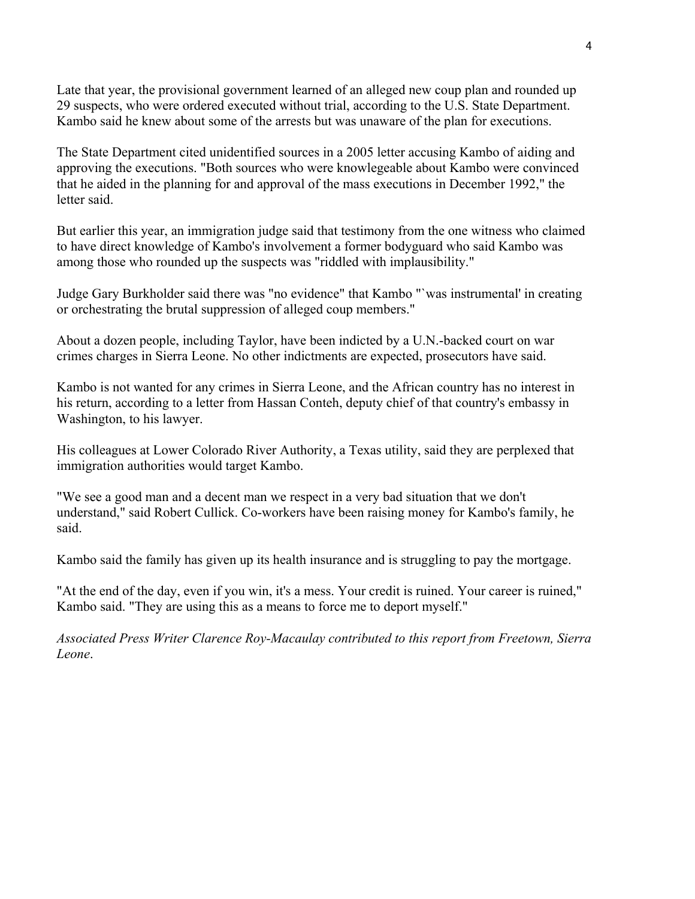Late that year, the provisional government learned of an alleged new coup plan and rounded up 29 suspects, who were ordered executed without trial, according to the U.S. State Department. Kambo said he knew about some of the arrests but was unaware of the plan for executions.

The State Department cited unidentified sources in a 2005 letter accusing Kambo of aiding and approving the executions. "Both sources who were knowlegeable about Kambo were convinced that he aided in the planning for and approval of the mass executions in December 1992," the letter said.

But earlier this year, an immigration judge said that testimony from the one witness who claimed to have direct knowledge of Kambo's involvement a former bodyguard who said Kambo was among those who rounded up the suspects was "riddled with implausibility."

Judge Gary Burkholder said there was "no evidence" that Kambo "`was instrumental' in creating or orchestrating the brutal suppression of alleged coup members."

About a dozen people, including Taylor, have been indicted by a U.N.-backed court on war crimes charges in Sierra Leone. No other indictments are expected, prosecutors have said.

Kambo is not wanted for any crimes in Sierra Leone, and the African country has no interest in his return, according to a letter from Hassan Conteh, deputy chief of that country's embassy in Washington, to his lawyer.

His colleagues at Lower Colorado River Authority, a Texas utility, said they are perplexed that immigration authorities would target Kambo.

"We see a good man and a decent man we respect in a very bad situation that we don't understand," said Robert Cullick. Co-workers have been raising money for Kambo's family, he said.

Kambo said the family has given up its health insurance and is struggling to pay the mortgage.

"At the end of the day, even if you win, it's a mess. Your credit is ruined. Your career is ruined," Kambo said. "They are using this as a means to force me to deport myself."

*Associated Press Writer Clarence Roy-Macaulay contributed to this report from Freetown, Sierra Leone*.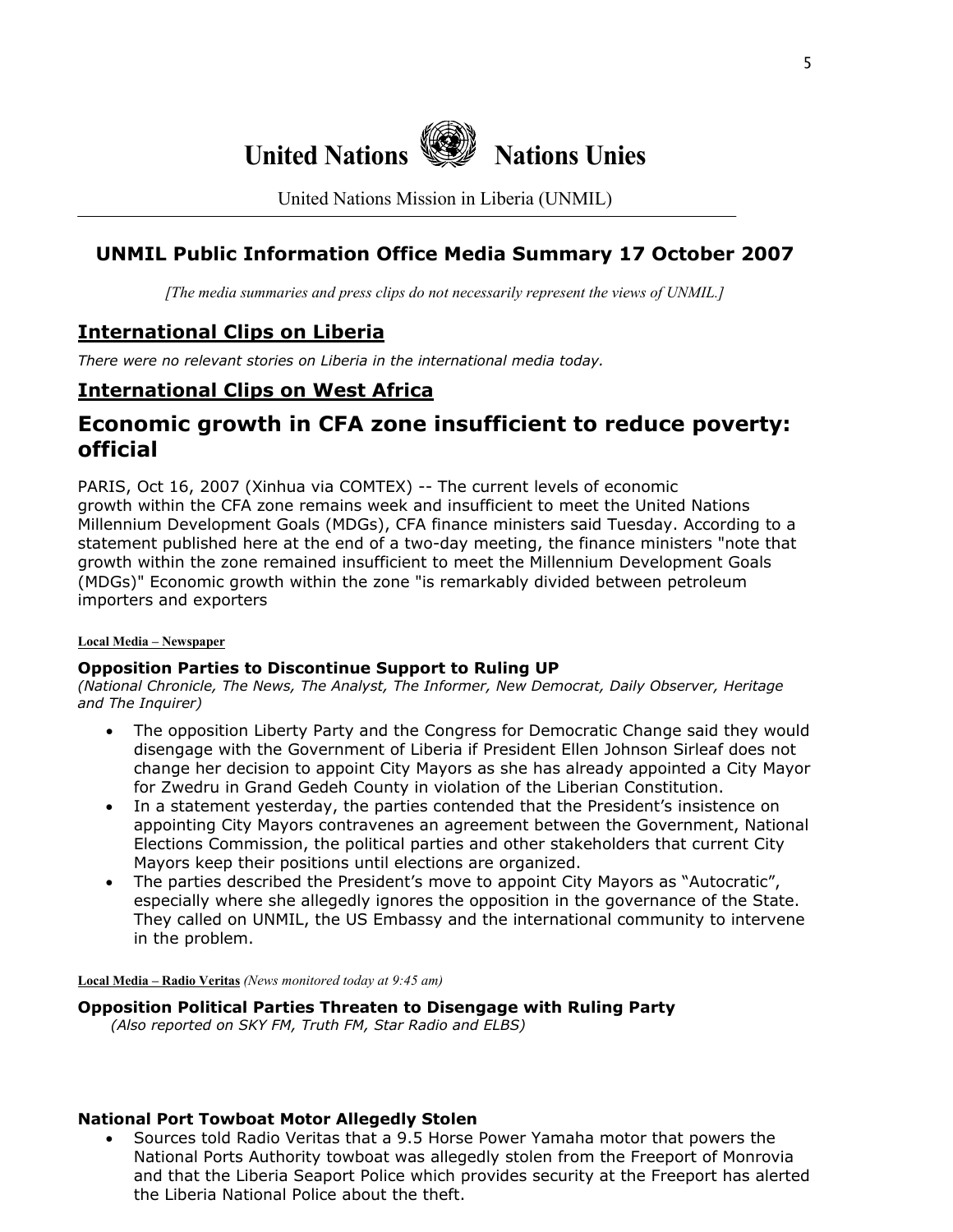# United Nations Nations Unies

United Nations Mission in Liberia (UNMIL)

## UNMIL Public Information Office Media Summary 17 October 2007

*[The media summaries and press clips do not necessarily represent the views of UNMIL.]*

## International Clips on Liberia

*There were no relevant stories on Liberia in the international media today.*

## International Clips on West Africa

# Economic growth in CFA zone insufficient to reduce poverty: official

PARIS, Oct 16, 2007 (Xinhua via COMTEX) -- The current levels of economic growth within the CFA zone remains week and insufficient to meet the United Nations Millennium Development Goals (MDGs), CFA finance ministers said Tuesday. According to a statement published here at the end of a two-day meeting, the finance ministers "note that growth within the zone remained insufficient to meet the Millennium Development Goals (MDGs)" Economic growth within the zone "is remarkably divided between petroleum importers and exporters

**Local Media – Newspaper**

### Opposition Parties to Discontinue Support to Ruling UP

*(National Chronicle, The News, The Analyst, The Informer, New Democrat, Daily Observer, Heritage and The Inquirer)*

- The opposition Liberty Party and the Congress for Democratic Change said they would disengage with the Government of Liberia if President Ellen Johnson Sirleaf does not change her decision to appoint City Mayors as she has already appointed a City Mayor for Zwedru in Grand Gedeh County in violation of the Liberian Constitution.
- In a statement yesterday, the parties contended that the President's insistence on appointing City Mayors contravenes an agreement between the Government, National Elections Commission, the political parties and other stakeholders that current City Mayors keep their positions until elections are organized.
- The parties described the President's move to appoint City Mayors as "Autocratic", especially where she allegedly ignores the opposition in the governance of the State. They called on UNMIL, the US Embassy and the international community to intervene in the problem.

**Local Media – Radio Veritas** *(News monitored today at 9:45 am)*

### Opposition Political Parties Threaten to Disengage with Ruling Party

*(Also reported on SKY FM, Truth FM, Star Radio and ELBS)*

### National Port Towboat Motor Allegedly Stolen

- Sources told Radio Veritas that a 9.5 Horse Power Yamaha motor that powers the National Ports Authority towboat was allegedly stolen from the Freeport of Monrovia and that the Liberia Seaport Police which provides security at the Freeport has alerted the Liberia National Police about the theft.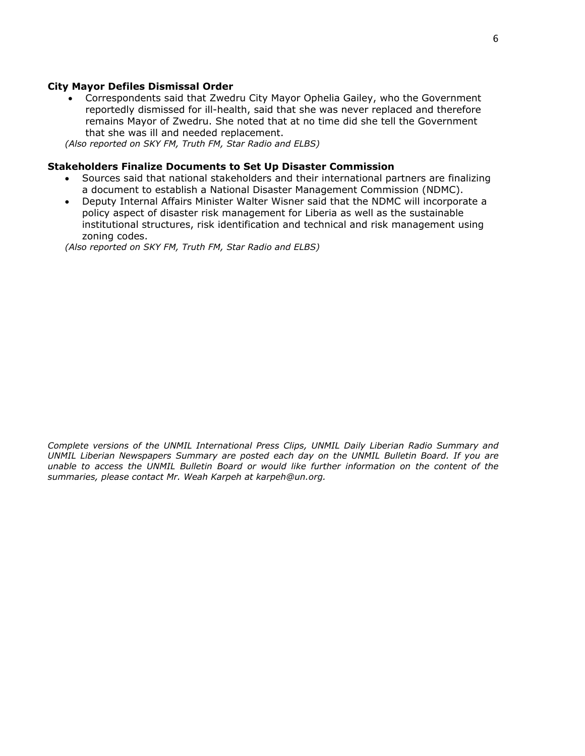**City Mayor Defiles Dismissal Order**

- Correspondents said that Zwedru City Mayor Ophelia Gailey, who the Government reportedly dismissed for ill-health, said that she was never replaced and therefore remains Mayor of Zwedru. She noted that at no time did she tell the Government that she was ill and needed replacement.

*(Also reported on SKY FM, Truth FM, Star Radio and ELBS)*

**Stakeholders Finalize Documents to Set Up Disaster Commission**

- Sources said that national stakeholders and their international partners are finalizing a document to establish a National Disaster Management Commission (NDMC).
- Deputy Internal Affairs Minister Walter Wisner said that the NDMC will incorporate a policy aspect of disaster risk management for Liberia as well as the sustainable institutional structures, risk identification and technical and risk management using zoning codes.

*(Also reported on SKY FM, Truth FM, Star Radio and ELBS)*

*Complete versions of the UNMIL International Press Clips, UNMIL Daily Liberian Radio Summary and UNMIL Liberian Newspapers Summary are posted each day on the UNMIL Bulletin Board. If you are unable to access the UNMIL Bulletin Board or would like further information on the content of the summaries, please contact Mr. Weah Karpeh at karpeh@un.org.*